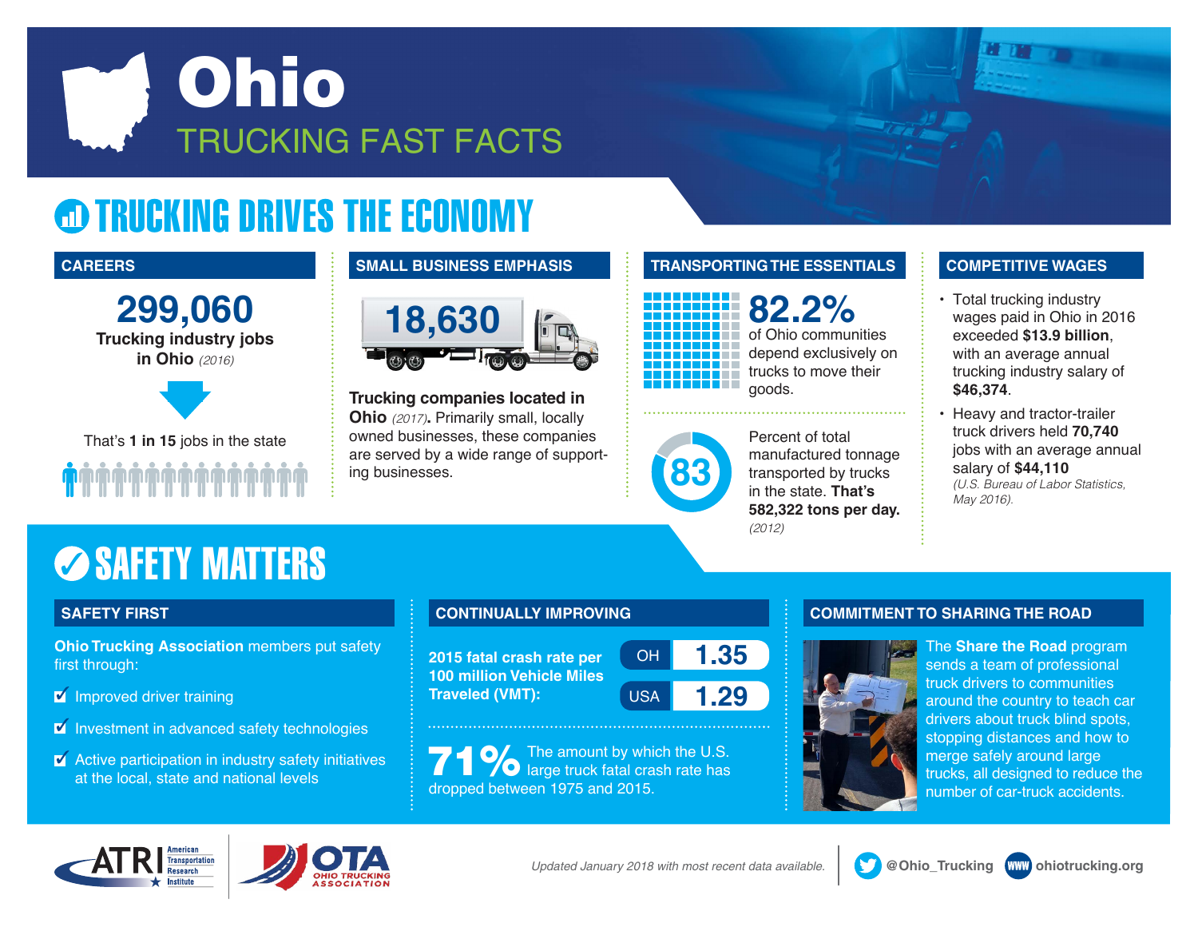# Ohio

## TRUCKING FAST FACTS

## TRUCKING DRIVES THE ECONOMY

### CAREERS

**299,060**

**Trucking industry jobs in Ohio** *(2016)*

That's **1 in 15** jobs in the state

### SMALL BUSINESS EMPHASIS

**18,630**

**Trucking companies located in Ohio** *(2017)*. Primarily small, locally owned businesses, these companies are served by a wide range of supporting businesses.

### TRANSPORTING THE ESSENTIALS

**82.2%** of Ohio communities depend exclusively on trucks to move their goods.

**83** Percent of total manufactured tonnage transported by trucks in the state. **That's 582,322 tons per day.** *(2012)*

### COMPETITIVE WAGES

- Total trucking industry wages paid in Ohio in 2016 exceeded **$13.9 billion**, with an average annual trucking industry salary of **$46,374**.
- Heavy and tractor-trailer truck drivers held **70,740** jobs with an average annual salary of **$44,110** *(U.S. Bureau of Labor Statistics, May 2016).*

## SAFETY MATTERS

### SAFETY FIRST

**Ohio Trucking Association** members put safety first through:

- Improved driver training
- Investment in advanced safety technologies
- Active participation in industry safety initiatives at the local, state and national levels

### CONTINUALLY IMPROVING

**2015 fatal crash rate per 100 million Vehicle Miles Traveled (VMT):**

| | |
|---|---|
| OH | 1.35 |
| USA | 1.29 |

**71%** The amount by which the U.S. large truck fatal crash rate has dropped between 1975 and 2015.

### COMMITMENT TO SHARING THE ROAD

The **Share the Road** program sends a team of professional truck drivers to communities around the country to teach car drivers about truck blind spots, stopping distances and how to merge safely around large trucks, all designed to reduce the number of car-truck accidents.

ATRI American Transportation Research Institute

OTA Ohio Trucking Association

*Updated January 2018 with most recent data available.*

@Ohio_Trucking | ohiotrucking.org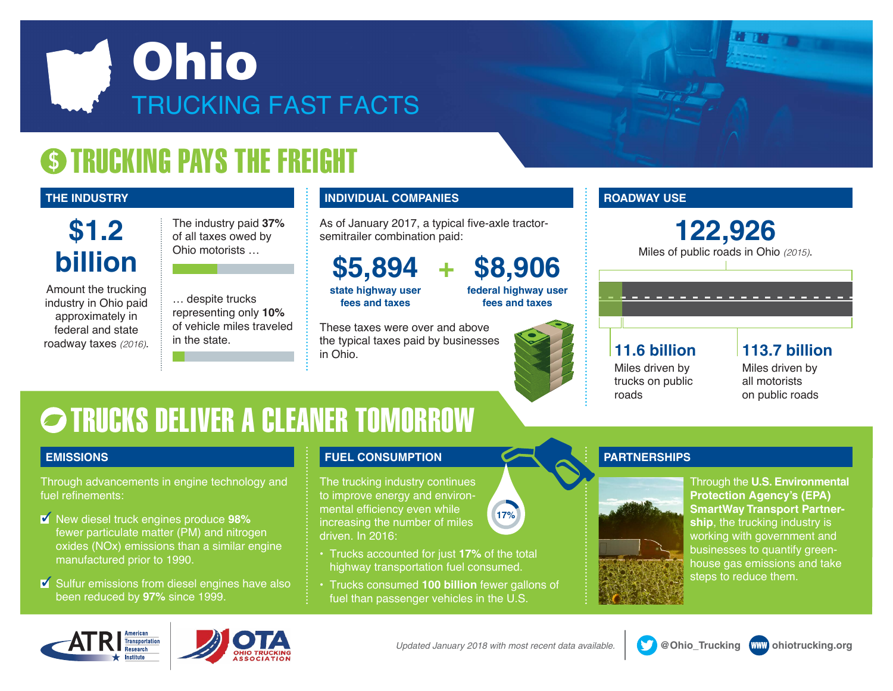# Ohio

## TRUCKING FAST FACTS

## TRUCKING PAYS THE FREIGHT

### THE INDUSTRY

**$1.2 billion**

Amount the trucking industry in Ohio paid approximately in federal and state roadway taxes *(2016)*.

The industry paid **37%** of all taxes owed by Ohio motorists …

… despite trucks representing only **10%** of vehicle miles traveled in the state.

### INDIVIDUAL COMPANIES

As of January 2017, a typical five-axle tractor-semitrailer combination paid:

**$5,894** state highway user fees and taxes + **$8,906** federal highway user fees and taxes

These taxes were over and above the typical taxes paid by businesses in Ohio.

### ROADWAY USE

**122,926**

Miles of public roads in Ohio *(2015)*.

**11.6 billion**
Miles driven by trucks on public roads

**113.7 billion**
Miles driven by all motorists on public roads

## TRUCKS DELIVER A CLEANER TOMORROW

### EMISSIONS

Through advancements in engine technology and fuel refinements:

- ✓ New diesel truck engines produce **98%** fewer particulate matter (PM) and nitrogen oxides (NOx) emissions than a similar engine manufactured prior to 1990.
- ✓ Sulfur emissions from diesel engines have also been reduced by **97%** since 1999.

### FUEL CONSUMPTION

The trucking industry continues to improve energy and environmental efficiency even while increasing the number of miles driven. In 2016:

17%

- Trucks accounted for just **17%** of the total highway transportation fuel consumed.
- Trucks consumed **100 billion** fewer gallons of fuel than passenger vehicles in the U.S.

### PARTNERSHIPS

Through the **U.S. Environmental Protection Agency's (EPA) SmartWay Transport Partnership**, the trucking industry is working with government and businesses to quantify greenhouse gas emissions and take steps to reduce them.

ATRI American Transportation Research Institute

OTA Ohio Trucking Association

*Updated January 2018 with most recent data available.*

@Ohio_Trucking | ohiotrucking.org